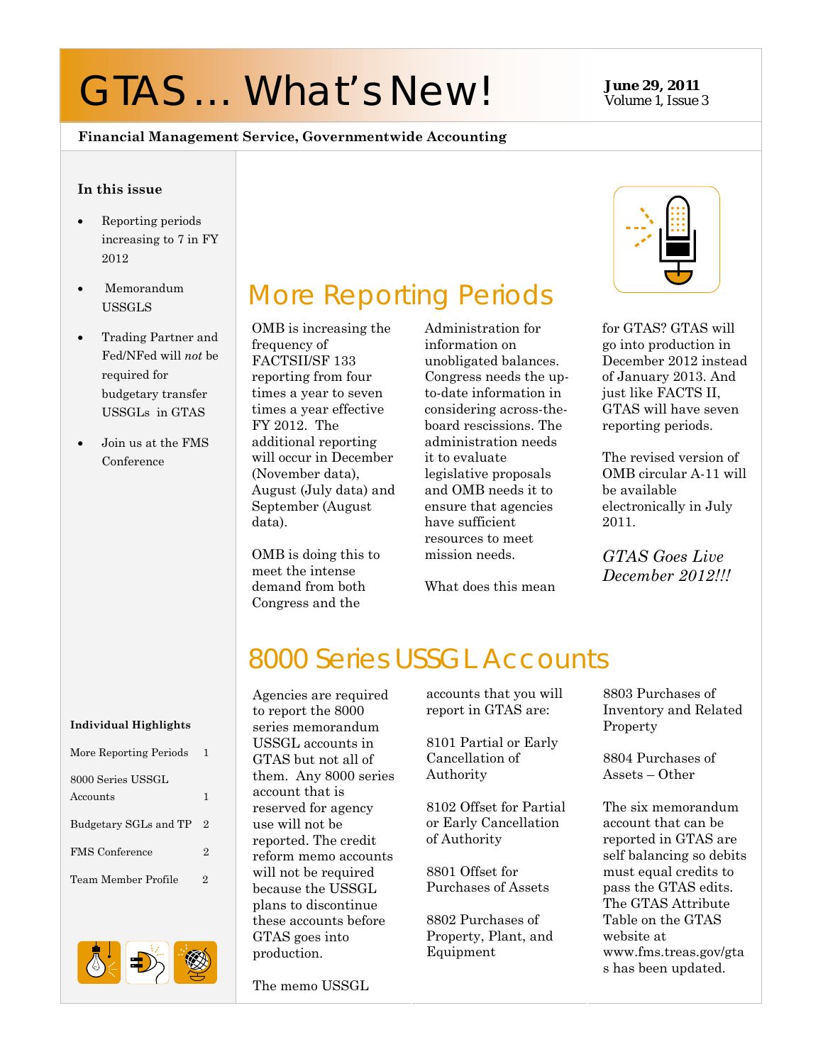# GTAS … What's New!

**June 29, 2011**
Volume 1, Issue 3

**Financial Management Service, Governmentwide Accounting**

**In this issue**

- Reporting periods increasing to 7 in FY 2012
- Memorandum USSGLS
- Trading Partner and Fed/NFed will *not* be required for budgetary transfer USSGLs in GTAS
- Join us at the FMS Conference

**Individual Highlights**

| | |
|---|---|
| More Reporting Periods | 1 |
| 8000 Series USSGL Accounts | 1 |
| Budgetary SGLs and TP | 2 |
| FMS Conference | 2 |
| Team Member Profile | 2 |

## More Reporting Periods

OMB is increasing the frequency of FACTSII/SF 133 reporting from four times a year to seven times a year effective FY 2012. The additional reporting will occur in December (November data), August (July data) and September (August data).

OMB is doing this to meet the intense demand from both Congress and the Administration for information on unobligated balances. Congress needs the up-to-date information in considering across-the-board rescissions. The administration needs it to evaluate legislative proposals and OMB needs it to ensure that agencies have sufficient resources to meet mission needs.

What does this mean for GTAS? GTAS will go into production in December 2012 instead of January 2013. And just like FACTS II, GTAS will have seven reporting periods.

The revised version of OMB circular A-11 will be available electronically in July 2011.

*GTAS Goes Live December 2012!!!*

## 8000 Series USSGL Accounts

Agencies are required to report the 8000 series memorandum USSGL accounts in GTAS but not all of them. Any 8000 series account that is reserved for agency use will not be reported. The credit reform memo accounts will not be required because the USSGL plans to discontinue these accounts before GTAS goes into production.

The memo USSGL accounts that you will report in GTAS are:

8101 Partial or Early Cancellation of Authority

8102 Offset for Partial or Early Cancellation of Authority

8801 Offset for Purchases of Assets

8802 Purchases of Property, Plant, and Equipment

8803 Purchases of Inventory and Related Property

8804 Purchases of Assets – Other

The six memorandum account that can be reported in GTAS are self balancing so debits must equal credits to pass the GTAS edits. The GTAS Attribute Table on the GTAS website at www.fms.treas.gov/gtas has been updated.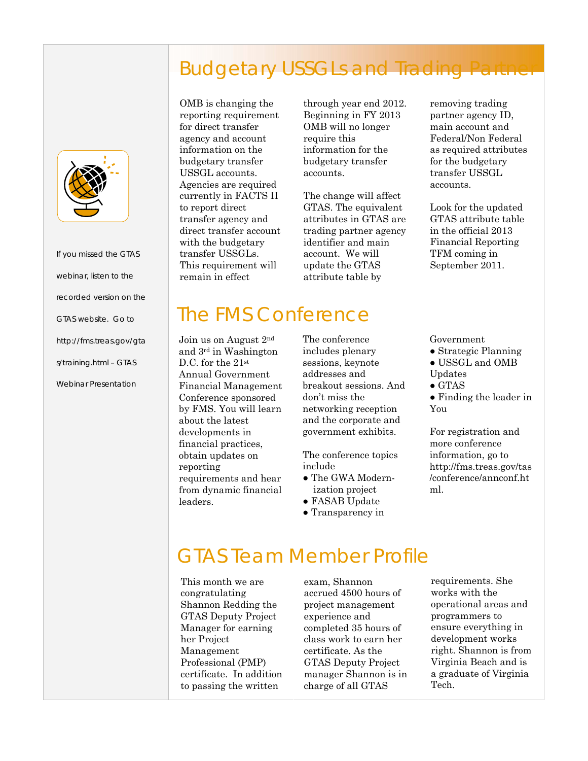## Budgetary USSGLs and Trading Partner

OMB is changing the reporting requirement for direct transfer agency and account information on the budgetary transfer USSGL accounts. Agencies are required currently in FACTS II to report direct transfer agency and direct transfer account with the budgetary transfer USSGLs. This requirement will remain in effect through year end 2012. Beginning in FY 2013 OMB will no longer require this information for the budgetary transfer accounts.

The change will affect GTAS. The equivalent attributes in GTAS are trading partner agency identifier and main account. We will update the GTAS attribute table by removing trading partner agency ID, main account and Federal/Non Federal as required attributes for the budgetary transfer USSGL accounts.

Look for the updated GTAS attribute table in the official 2013 Financial Reporting TFM coming in September 2011.

If you missed the GTAS webinar, listen to the recorded version on the GTAS website. Go to http://fms.treas.gov/gtas/training.html – GTAS Webinar Presentation

## The FMS Conference

Join us on August 2nd and 3rd in Washington D.C. for the 21st Annual Government Financial Management Conference sponsored by FMS. You will learn about the latest developments in financial practices, obtain updates on reporting requirements and hear from dynamic financial leaders.

The conference includes plenary sessions, keynote addresses and breakout sessions. And don't miss the networking reception and the corporate and government exhibits.

The conference topics include

- The GWA Modernization project
- FASAB Update
- Transparency in Government
- Strategic Planning
- USSGL and OMB Updates
- GTAS
- Finding the leader in You

For registration and more conference information, go to http://fms.treas.gov/tas/conference/annconf.html.

## GTAS Team Member Profile

This month we are congratulating Shannon Redding the GTAS Deputy Project Manager for earning her Project Management Professional (PMP) certificate. In addition to passing the written exam, Shannon accrued 4500 hours of project management experience and completed 35 hours of class work to earn her certificate. As the GTAS Deputy Project manager Shannon is in charge of all GTAS requirements. She works with the operational areas and programmers to ensure everything in development works right. Shannon is from Virginia Beach and is a graduate of Virginia Tech.